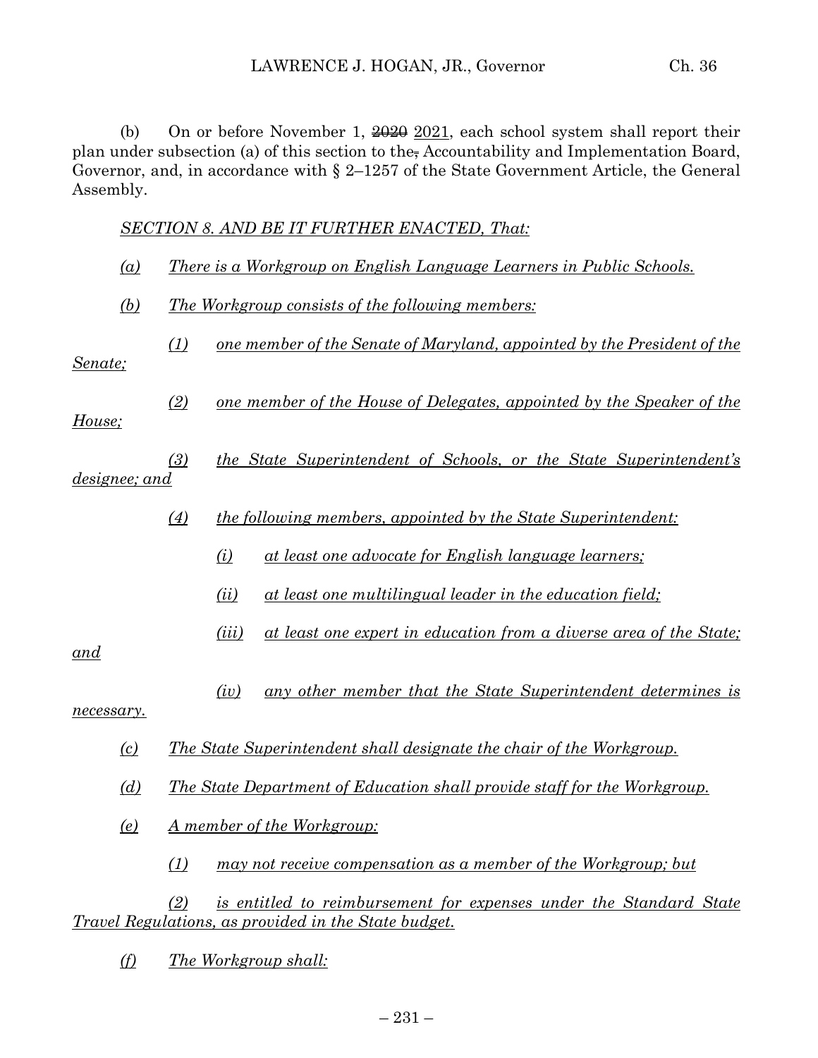(b) On or before November 1, ~~2020~~ 2021, each school system shall report their plan under subsection (a) of this section to the~~,~~ Accountability and Implementation Board, Governor, and, in accordance with § 2–1257 of the State Government Article, the General Assembly.

*SECTION 8. AND BE IT FURTHER ENACTED, That:*

*(a) There is a Workgroup on English Language Learners in Public Schools.*

*(b) The Workgroup consists of the following members:*

*(1) one member of the Senate of Maryland, appointed by the President of the Senate;*

*(2) one member of the House of Delegates, appointed by the Speaker of the House;*

*(3) the State Superintendent of Schools, or the State Superintendent's designee; and*

*(4) the following members, appointed by the State Superintendent:*

*(i) at least one advocate for English language learners;*

*(ii) at least one multilingual leader in the education field;*

*(iii) at least one expert in education from a diverse area of the State; and*

*(iv) any other member that the State Superintendent determines is necessary.*

*(c) The State Superintendent shall designate the chair of the Workgroup.*

*(d) The State Department of Education shall provide staff for the Workgroup.*

*(e) A member of the Workgroup:*

*(1) may not receive compensation as a member of the Workgroup; but*

*(2) is entitled to reimbursement for expenses under the Standard State Travel Regulations, as provided in the State budget.*

*(f) The Workgroup shall:*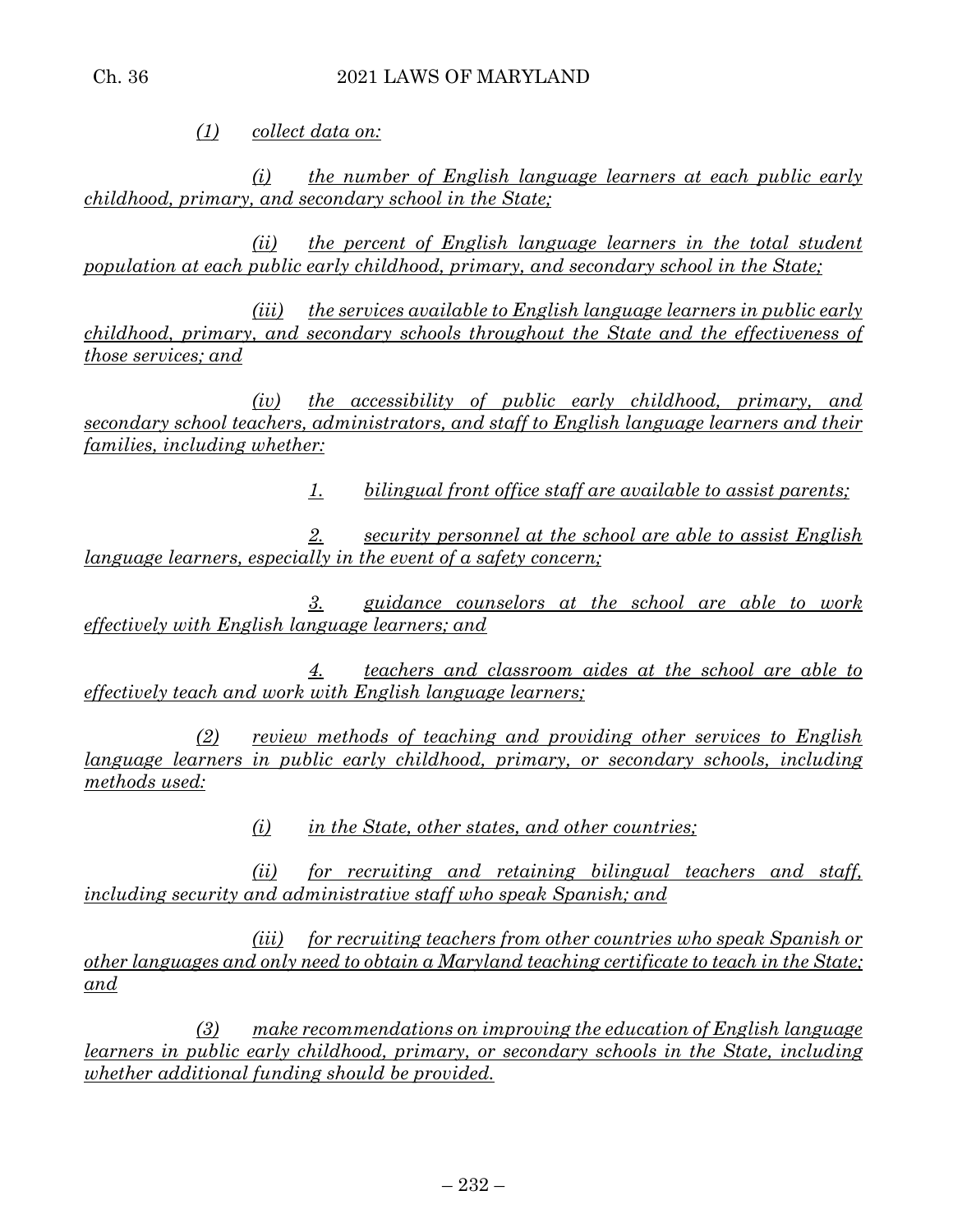*(1) collect data on:*

*(i) the number of English language learners at each public early childhood, primary, and secondary school in the State;*

*(ii) the percent of English language learners in the total student population at each public early childhood, primary, and secondary school in the State;*

*(iii) the services available to English language learners in public early childhood, primary, and secondary schools throughout the State and the effectiveness of those services; and*

*(iv) the accessibility of public early childhood, primary, and secondary school teachers, administrators, and staff to English language learners and their families, including whether:*

*1. bilingual front office staff are available to assist parents;*

*2. security personnel at the school are able to assist English language learners, especially in the event of a safety concern;*

*3. guidance counselors at the school are able to work effectively with English language learners; and*

*4. teachers and classroom aides at the school are able to effectively teach and work with English language learners;*

*(2) review methods of teaching and providing other services to English language learners in public early childhood, primary, or secondary schools, including methods used:*

*(i) in the State, other states, and other countries;*

*(ii) for recruiting and retaining bilingual teachers and staff, including security and administrative staff who speak Spanish; and*

*(iii) for recruiting teachers from other countries who speak Spanish or other languages and only need to obtain a Maryland teaching certificate to teach in the State; and*

*(3) make recommendations on improving the education of English language learners in public early childhood, primary, or secondary schools in the State, including whether additional funding should be provided.*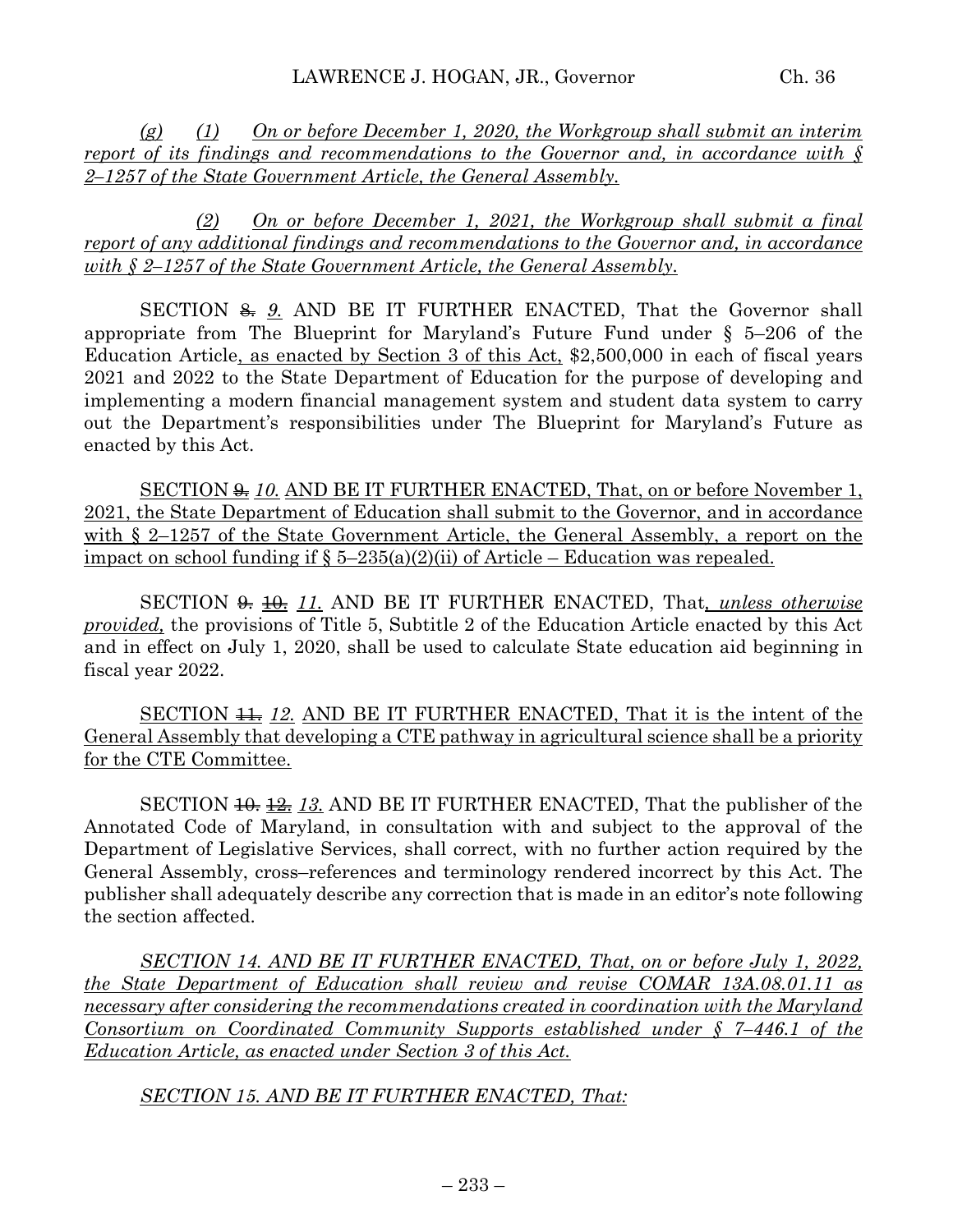*(g) (1) On or before December 1, 2020, the Workgroup shall submit an interim report of its findings and recommendations to the Governor and, in accordance with § 2–1257 of the State Government Article, the General Assembly.*

*(2) On or before December 1, 2021, the Workgroup shall submit a final report of any additional findings and recommendations to the Governor and, in accordance with § 2–1257 of the State Government Article, the General Assembly.*

SECTION ~~8.~~ *9.* AND BE IT FURTHER ENACTED, That the Governor shall appropriate from The Blueprint for Maryland's Future Fund under § 5–206 of the Education Article, as enacted by Section 3 of this Act, $2,500,000 in each of fiscal years 2021 and 2022 to the State Department of Education for the purpose of developing and implementing a modern financial management system and student data system to carry out the Department's responsibilities under The Blueprint for Maryland's Future as enacted by this Act.

SECTION ~~9.~~ *10.* AND BE IT FURTHER ENACTED, That, on or before November 1, 2021, the State Department of Education shall submit to the Governor, and in accordance with § 2–1257 of the State Government Article, the General Assembly, a report on the impact on school funding if § 5–235(a)(2)(ii) of Article – Education was repealed.

SECTION ~~9.~~ ~~10.~~ *11.* AND BE IT FURTHER ENACTED, That*, unless otherwise provided,* the provisions of Title 5, Subtitle 2 of the Education Article enacted by this Act and in effect on July 1, 2020, shall be used to calculate State education aid beginning in fiscal year 2022.

SECTION ~~11.~~ *12.* AND BE IT FURTHER ENACTED, That it is the intent of the General Assembly that developing a CTE pathway in agricultural science shall be a priority for the CTE Committee.

SECTION ~~10.~~ ~~12.~~ *13.* AND BE IT FURTHER ENACTED, That the publisher of the Annotated Code of Maryland, in consultation with and subject to the approval of the Department of Legislative Services, shall correct, with no further action required by the General Assembly, cross–references and terminology rendered incorrect by this Act. The publisher shall adequately describe any correction that is made in an editor's note following the section affected.

*SECTION 14. AND BE IT FURTHER ENACTED, That, on or before July 1, 2022, the State Department of Education shall review and revise COMAR 13A.08.01.11 as necessary after considering the recommendations created in coordination with the Maryland Consortium on Coordinated Community Supports established under § 7–446.1 of the Education Article, as enacted under Section 3 of this Act.*

*SECTION 15. AND BE IT FURTHER ENACTED, That:*